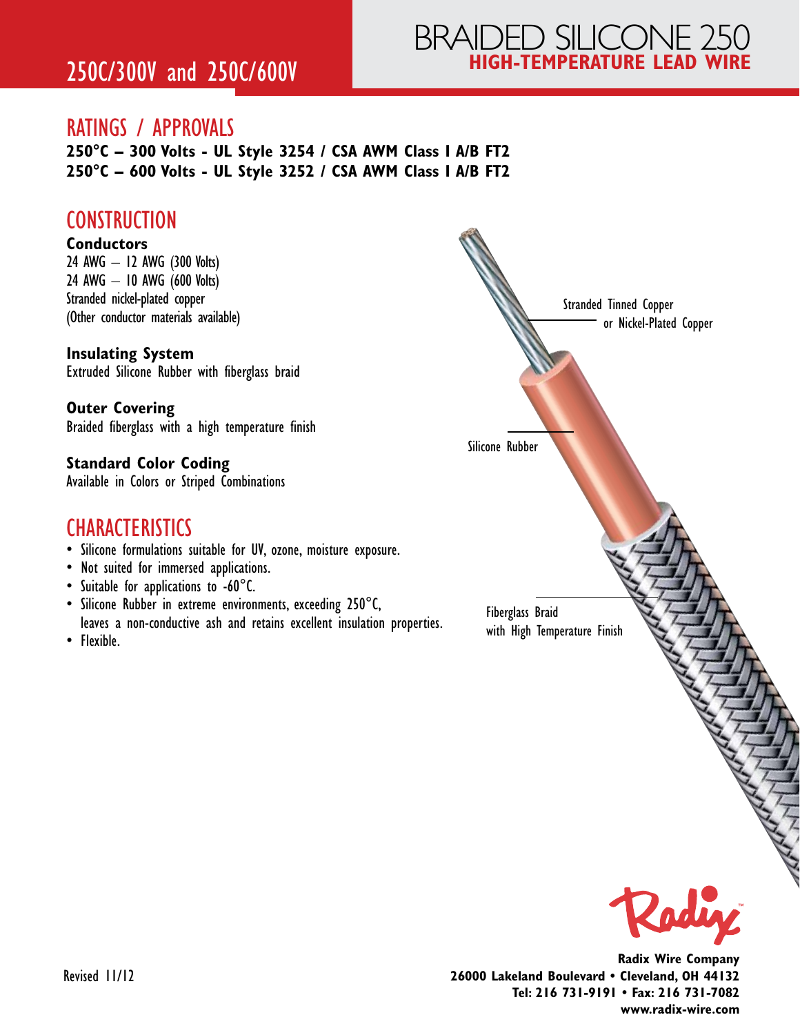# BRAIDED SILICONE 250

## HIGH-TEMPERATURE LEAD WIRE

## 250C/300V and 250C/600V

## RATINGS / APPROVALS

**250°C – 300 Volts - UL Style 3254 / CSA AWM Class I A/B FT2**
**250°C – 600 Volts - UL Style 3252 / CSA AWM Class I A/B FT2**

## CONSTRUCTION

**Conductors**
24 AWG – 12 AWG (300 Volts)
24 AWG – 10 AWG (600 Volts)
Stranded nickel-plated copper
(Other conductor materials available)

**Insulating System**
Extruded Silicone Rubber with fiberglass braid

**Outer Covering**
Braided fiberglass with a high temperature finish

**Standard Color Coding**
Available in Colors or Striped Combinations

## CHARACTERISTICS

- Silicone formulations suitable for UV, ozone, moisture exposure.
- Not suited for immersed applications.
- Suitable for applications to -60°C.
- Silicone Rubber in extreme environments, exceeding 250°C, leaves a non-conductive ash and retains excellent insulation properties.
- Flexible.

Stranded Tinned Copper or Nickel-Plated Copper

Silicone Rubber

Fiberglass Braid with High Temperature Finish

Radix™

Revised 11/12

**Radix Wire Company**
**26000 Lakeland Boulevard • Cleveland, OH 44132**
**Tel: 216 731-9191 • Fax: 216 731-7082**
**www.radix-wire.com**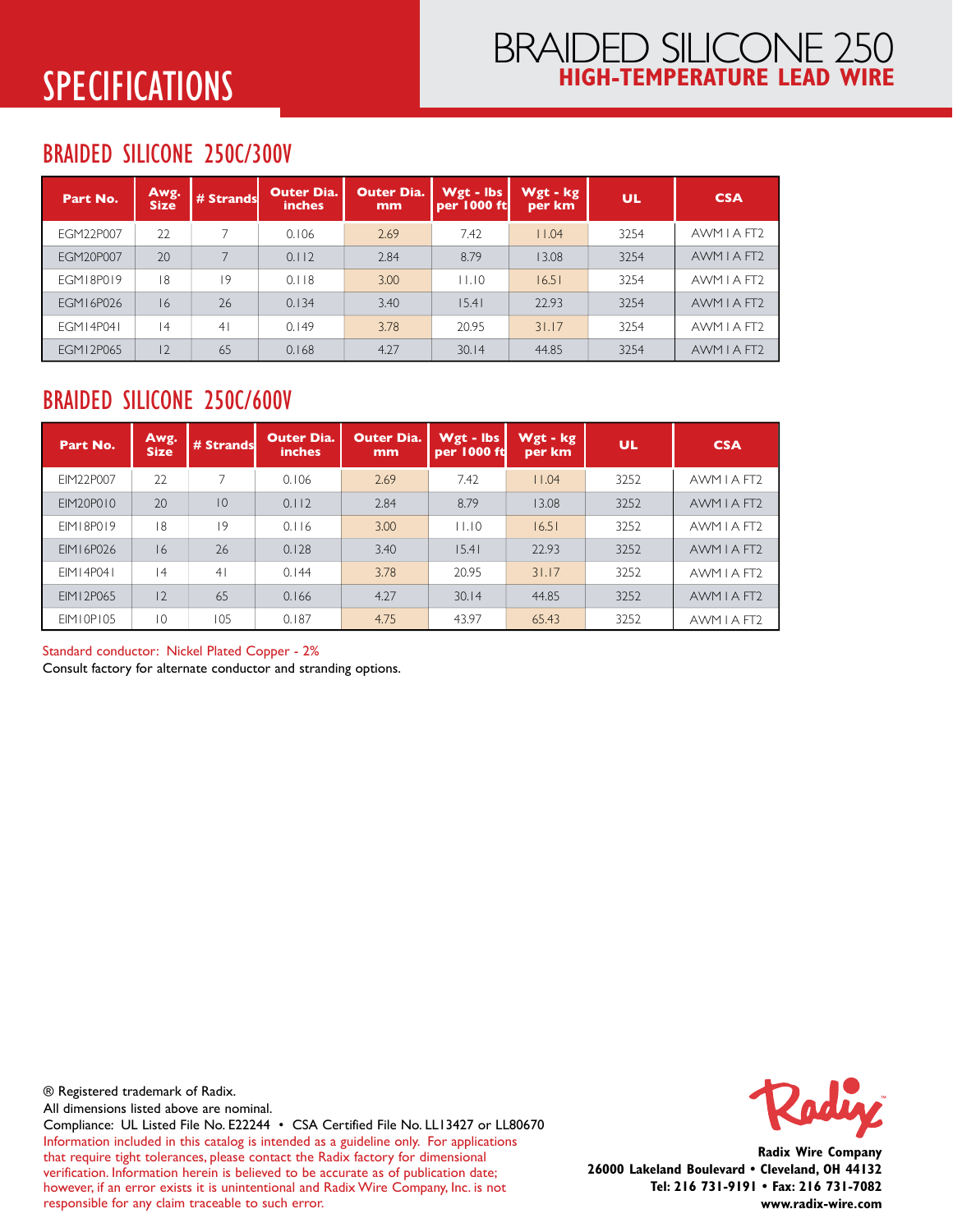# SPECIFICATIONS

# BRAIDED SILICONE 250
**HIGH-TEMPERATURE LEAD WIRE**

## BRAIDED SILICONE 250C/300V

| Part No. | Awg. Size | # Strands | Outer Dia. inches | Outer Dia. mm | Wgt - lbs per 1000 ft | Wgt - kg per km | UL | CSA |
|---|---|---|---|---|---|---|---|---|
| EGM22P007 | 22 | 7 | 0.106 | 2.69 | 7.42 | 11.04 | 3254 | AWM I A FT2 |
| EGM20P007 | 20 | 7 | 0.112 | 2.84 | 8.79 | 13.08 | 3254 | AWM I A FT2 |
| EGM18P019 | 18 | 19 | 0.118 | 3.00 | 11.10 | 16.51 | 3254 | AWM I A FT2 |
| EGM16P026 | 16 | 26 | 0.134 | 3.40 | 15.41 | 22.93 | 3254 | AWM I A FT2 |
| EGM14P041 | 14 | 41 | 0.149 | 3.78 | 20.95 | 31.17 | 3254 | AWM I A FT2 |
| EGM12P065 | 12 | 65 | 0.168 | 4.27 | 30.14 | 44.85 | 3254 | AWM I A FT2 |

## BRAIDED SILICONE 250C/600V

| Part No. | Awg. Size | # Strands | Outer Dia. inches | Outer Dia. mm | Wgt - lbs per 1000 ft | Wgt - kg per km | UL | CSA |
|---|---|---|---|---|---|---|---|---|
| EIM22P007 | 22 | 7 | 0.106 | 2.69 | 7.42 | 11.04 | 3252 | AWM I A FT2 |
| EIM20P010 | 20 | 10 | 0.112 | 2.84 | 8.79 | 13.08 | 3252 | AWM I A FT2 |
| EIM18P019 | 18 | 19 | 0.116 | 3.00 | 11.10 | 16.51 | 3252 | AWM I A FT2 |
| EIM16P026 | 16 | 26 | 0.128 | 3.40 | 15.41 | 22.93 | 3252 | AWM I A FT2 |
| EIM14P041 | 14 | 41 | 0.144 | 3.78 | 20.95 | 31.17 | 3252 | AWM I A FT2 |
| EIM12P065 | 12 | 65 | 0.166 | 4.27 | 30.14 | 44.85 | 3252 | AWM I A FT2 |
| EIM10P105 | 10 | 105 | 0.187 | 4.75 | 43.97 | 65.43 | 3252 | AWM I A FT2 |

Standard conductor: Nickel Plated Copper - 2%

Consult factory for alternate conductor and stranding options.

® Registered trademark of Radix.

All dimensions listed above are nominal.

Compliance: UL Listed File No. E22244 • CSA Certified File No. LL13427 or LL80670

Information included in this catalog is intended as a guideline only. For applications that require tight tolerances, please contact the Radix factory for dimensional verification. Information herein is believed to be accurate as of publication date; however, if an error exists it is unintentional and Radix Wire Company, Inc. is not responsible for any claim traceable to such error.

**Radix Wire Company**
**26000 Lakeland Boulevard • Cleveland, OH 44132**
**Tel: 216 731-9191 • Fax: 216 731-7082**
**www.radix-wire.com**